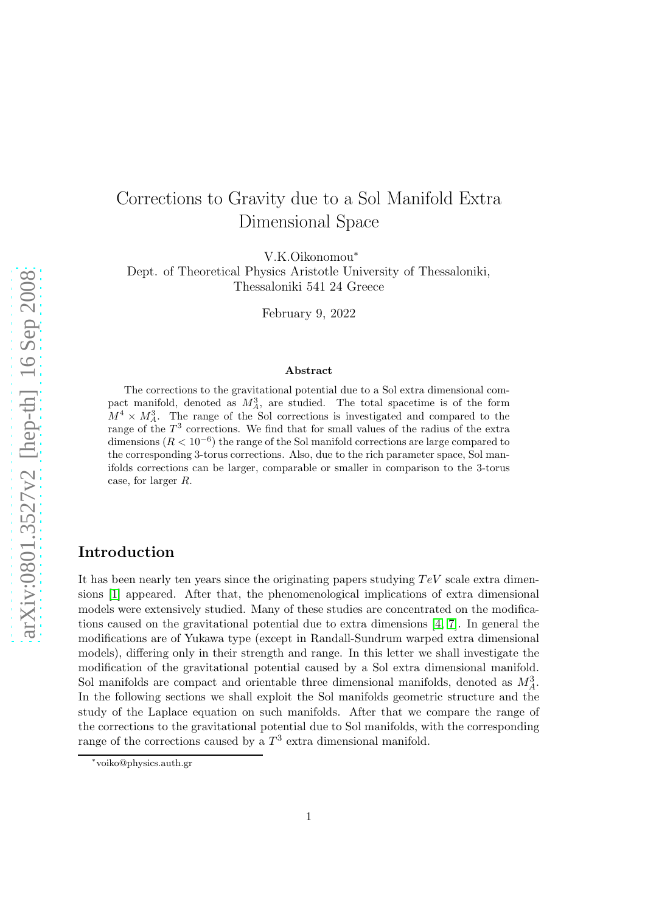# Corrections to Gravity due to a Sol Manifold Extra Dimensional Space

V.K.Oikonomou*

Dept. of Theoretical Physics Aristotle University of Thessaloniki, Thessaloniki 541 24 Greece

February 9, 2022

### Abstract

The corrections to the gravitational potential due to a Sol extra dimensional compact manifold, denoted as $M_A^3$, are studied. The total spacetime is of the form $M^4 \times M_A^3$. The range of the Sol corrections is investigated and compared to the range of the $T^3$ corrections. We find that for small values of the radius of the extra dimensions ($R < 10^{-6}$) the range of the Sol manifold corrections are large compared to the corresponding 3-torus corrections. Also, due to the rich parameter space, Sol manifolds corrections can be larger, comparable or smaller in comparison to the 3-torus case, for larger $R$.

## Introduction

It has been nearly ten years since the originating papers studying $TeV$ scale extra dimensions [1] appeared. After that, the phenomenological implications of extra dimensional models were extensively studied. Many of these studies are concentrated on the modifications caused on the gravitational potential due to extra dimensions [4, 7]. In general the modifications are of Yukawa type (except in Randall-Sundrum warped extra dimensional models), differing only in their strength and range. In this letter we shall investigate the modification of the gravitational potential caused by a Sol extra dimensional manifold. Sol manifolds are compact and orientable three dimensional manifolds, denoted as $M_A^3$. In the following sections we shall exploit the Sol manifolds geometric structure and the study of the Laplace equation on such manifolds. After that we compare the range of the corrections to the gravitational potential due to Sol manifolds, with the corresponding range of the corrections caused by a $T^3$ extra dimensional manifold.

*voiko@physics.auth.gr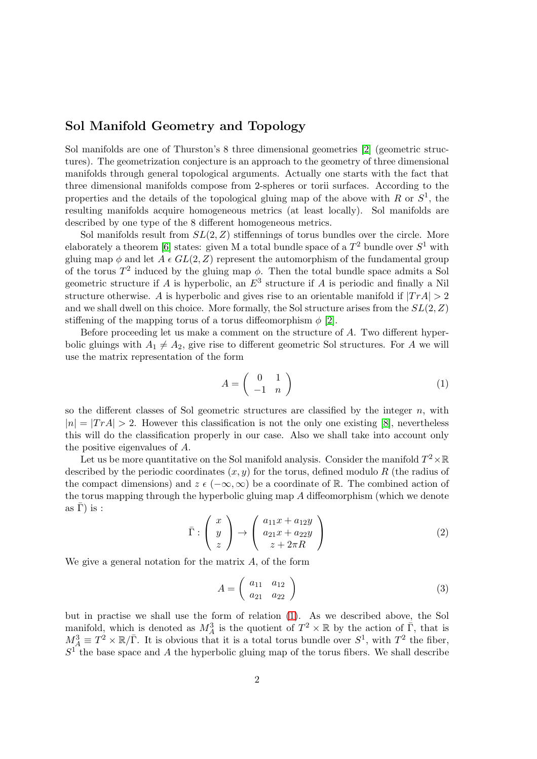## Sol Manifold Geometry and Topology

Sol manifolds are one of Thurston's 8 three dimensional geometries [2] (geometric structures). The geometrization conjecture is an approach to the geometry of three dimensional manifolds through general topological arguments. Actually one starts with the fact that three dimensional manifolds compose from 2-spheres or torii surfaces. According to the properties and the details of the topological gluing map of the above with $R$ or $S^1$, the resulting manifolds acquire homogeneous metrics (at least locally). Sol manifolds are described by one type of the 8 different homogeneous metrics.

Sol manifolds result from $SL(2,Z)$ stiffennings of torus bundles over the circle. More elaborately a theorem [6] states: given M a total bundle space of a $T^2$ bundle over $S^1$ with gluing map $\phi$ and let $A \, \epsilon \, GL(2,Z)$ represent the automorphism of the fundamental group of the torus $T^2$ induced by the gluing map $\phi$. Then the total bundle space admits a Sol geometric structure if $A$ is hyperbolic, an $E^3$ structure if $A$ is periodic and finally a Nil structure otherwise. $A$ is hyperbolic and gives rise to an orientable manifold if $|TrA| > 2$ and we shall dwell on this choice. More formally, the Sol structure arises from the $SL(2,Z)$ stiffening of the mapping torus of a torus diffeomorphism $\phi$ [2].

Before proceeding let us make a comment on the structure of $A$. Two different hyperbolic gluings with $A_1 \neq A_2$, give rise to different geometric Sol structures. For $A$ we will use the matrix representation of the form

$$A = \begin{pmatrix} 0 & 1 \\ -1 & n \end{pmatrix} \tag{1}$$

so the different classes of Sol geometric structures are classified by the integer $n$, with $|n| = |TrA| > 2$. However this classification is not the only one existing [8], nevertheless this will do the classification properly in our case. Also we shall take into account only the positive eigenvalues of $A$.

Let us be more quantitative on the Sol manifold analysis. Consider the manifold $T^2 \times \mathbb{R}$ described by the periodic coordinates $(x, y)$ for the torus, defined modulo $R$ (the radius of the compact dimensions) and $z \, \epsilon \, (-\infty, \infty)$ be a coordinate of $\mathbb{R}$. The combined action of the torus mapping through the hyperbolic gluing map $A$ diffeomorphism (which we denote as $\bar{\Gamma}$) is :

$$\bar{\Gamma} : \begin{pmatrix} x \\ y \\ z \end{pmatrix} \to \begin{pmatrix} a_{11}x + a_{12}y \\ a_{21}x + a_{22}y \\ z + 2\pi R \end{pmatrix} \tag{2}$$

We give a general notation for the matrix $A$, of the form

$$A = \begin{pmatrix} a_{11} & a_{12} \\ a_{21} & a_{22} \end{pmatrix} \tag{3}$$

but in practise we shall use the form of relation (1). As we described above, the Sol manifold, which is denoted as $M_A^3$ is the quotient of $T^2 \times \mathbb{R}$ by the action of $\bar{\Gamma}$, that is $M_A^3 \equiv T^2 \times \mathbb{R}/\bar{\Gamma}$. It is obvious that it is a total torus bundle over $S^1$, with $T^2$ the fiber, $S^1$ the base space and $A$ the hyperbolic gluing map of the torus fibers. We shall describe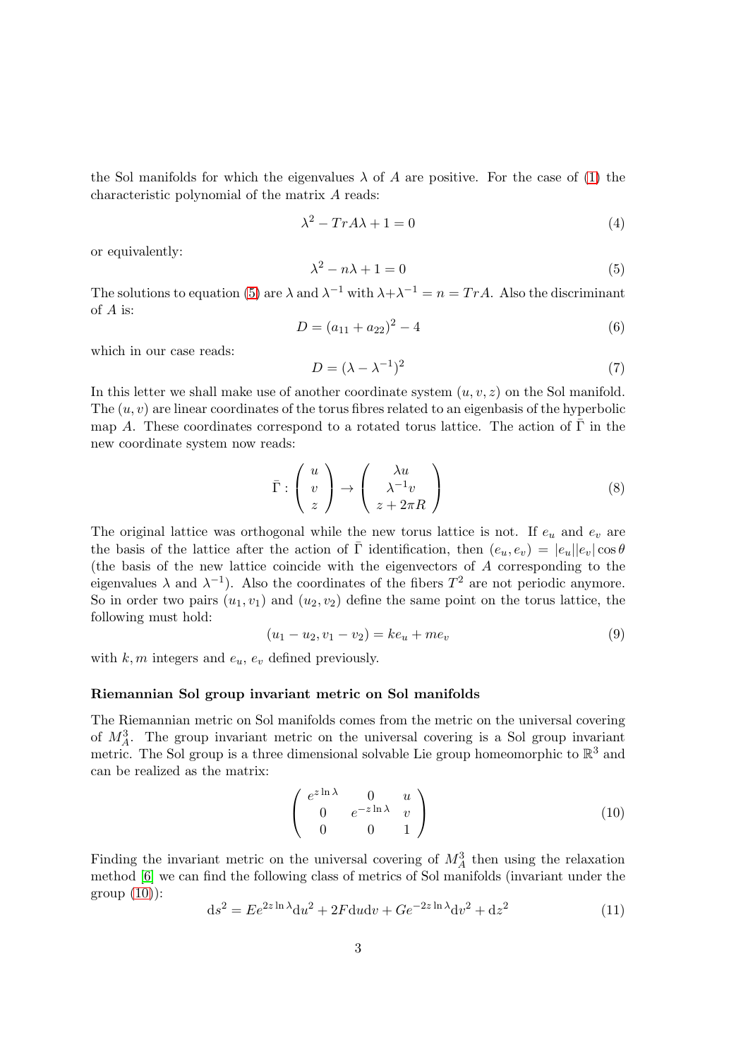the Sol manifolds for which the eigenvalues $\lambda$ of $A$ are positive. For the case of (1) the characteristic polynomial of the matrix $A$ reads:

$$\lambda^2 - TrA\lambda + 1 = 0 \tag{4}$$

or equivalently:

$$\lambda^2 - n\lambda + 1 = 0 \tag{5}$$

The solutions to equation (5) are $\lambda$ and $\lambda^{-1}$ with $\lambda + \lambda^{-1} = n = TrA$. Also the discriminant of $A$ is:

$$D = (a_{11} + a_{22})^2 - 4 \tag{6}$$

which in our case reads:

$$D = (\lambda - \lambda^{-1})^2 \tag{7}$$

In this letter we shall make use of another coordinate system $(u, v, z)$ on the Sol manifold. The $(u, v)$ are linear coordinates of the torus fibres related to an eigenbasis of the hyperbolic map $A$. These coordinates correspond to a rotated torus lattice. The action of $\bar{\Gamma}$ in the new coordinate system now reads:

$$\bar{\Gamma} : \begin{pmatrix} u \\ v \\ z \end{pmatrix} \rightarrow \begin{pmatrix} \lambda u \\ \lambda^{-1} v \\ z + 2\pi R \end{pmatrix} \tag{8}$$

The original lattice was orthogonal while the new torus lattice is not. If $e_u$ and $e_v$ are the basis of the lattice after the action of $\bar{\Gamma}$ identification, then $(e_u, e_v) = |e_u||e_v|\cos\theta$ (the basis of the new lattice coincide with the eigenvectors of $A$ corresponding to the eigenvalues $\lambda$ and $\lambda^{-1}$). Also the coordinates of the fibers $T^2$ are not periodic anymore. So in order two pairs $(u_1, v_1)$ and $(u_2, v_2)$ define the same point on the torus lattice, the following must hold:

$$(u_1 - u_2, v_1 - v_2) = ke_u + me_v \tag{9}$$

with $k, m$ integers and $e_u$, $e_v$ defined previously.

**Riemannian Sol group invariant metric on Sol manifolds**

The Riemannian metric on Sol manifolds comes from the metric on the universal covering of $M_A^3$. The group invariant metric on the universal covering is a Sol group invariant metric. The Sol group is a three dimensional solvable Lie group homeomorphic to $\mathbb{R}^3$ and can be realized as the matrix:

$$\begin{pmatrix} e^{z\ln\lambda} & 0 & u \\ 0 & e^{-z\ln\lambda} & v \\ 0 & 0 & 1 \end{pmatrix} \tag{10}$$

Finding the invariant metric on the universal covering of $M_A^3$ then using the relaxation method [6] we can find the following class of metrics of Sol manifolds (invariant under the group (10)):

$$\mathrm{d}s^2 = Ee^{2z\ln\lambda}\mathrm{d}u^2 + 2F\mathrm{d}u\mathrm{d}v + Ge^{-2z\ln\lambda}\mathrm{d}v^2 + \mathrm{d}z^2 \tag{11}$$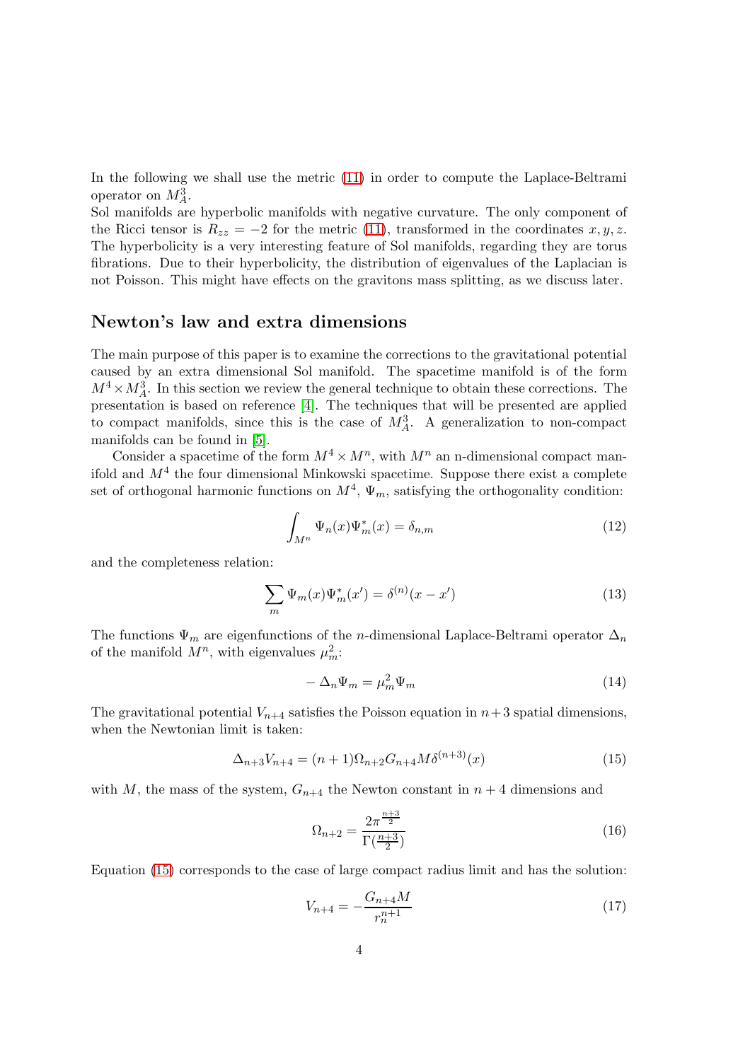In the following we shall use the metric (11) in order to compute the Laplace-Beltrami operator on $M_A^3$.
Sol manifolds are hyperbolic manifolds with negative curvature. The only component of the Ricci tensor is $R_{zz} = -2$ for the metric (11), transformed in the coordinates $x, y, z$. The hyperbolicity is a very interesting feature of Sol manifolds, regarding they are torus fibrations. Due to their hyperbolicity, the distribution of eigenvalues of the Laplacian is not Poisson. This might have effects on the gravitons mass splitting, as we discuss later.

## Newton's law and extra dimensions

The main purpose of this paper is to examine the corrections to the gravitational potential caused by an extra dimensional Sol manifold. The spacetime manifold is of the form $M^4 \times M_A^3$. In this section we review the general technique to obtain these corrections. The presentation is based on reference [4]. The techniques that will be presented are applied to compact manifolds, since this is the case of $M_A^3$. A generalization to non-compact manifolds can be found in [5].

Consider a spacetime of the form $M^4 \times M^n$, with $M^n$ an n-dimensional compact manifold and $M^4$ the four dimensional Minkowski spacetime. Suppose there exist a complete set of orthogonal harmonic functions on $M^4$, $\Psi_m$, satisfying the orthogonality condition:

$$\int_{M^n} \Psi_n(x)\Psi_m^*(x) = \delta_{n,m} \tag{12}$$

and the completeness relation:

$$\sum_m \Psi_m(x)\Psi_m^*(x') = \delta^{(n)}(x - x') \tag{13}$$

The functions $\Psi_m$ are eigenfunctions of the $n$-dimensional Laplace-Beltrami operator $\Delta_n$ of the manifold $M^n$, with eigenvalues $\mu_m^2$:

$$-\Delta_n \Psi_m = \mu_m^2 \Psi_m \tag{14}$$

The gravitational potential $V_{n+4}$ satisfies the Poisson equation in $n+3$ spatial dimensions, when the Newtonian limit is taken:

$$\Delta_{n+3} V_{n+4} = (n+1)\Omega_{n+2} G_{n+4} M \delta^{(n+3)}(x) \tag{15}$$

with $M$, the mass of the system, $G_{n+4}$ the Newton constant in $n+4$ dimensions and

$$\Omega_{n+2} = \frac{2\pi^{\frac{n+3}{2}}}{\Gamma(\frac{n+3}{2})} \tag{16}$$

Equation (15) corresponds to the case of large compact radius limit and has the solution:

$$V_{n+4} = -\frac{G_{n+4}M}{r_n^{n+1}} \tag{17}$$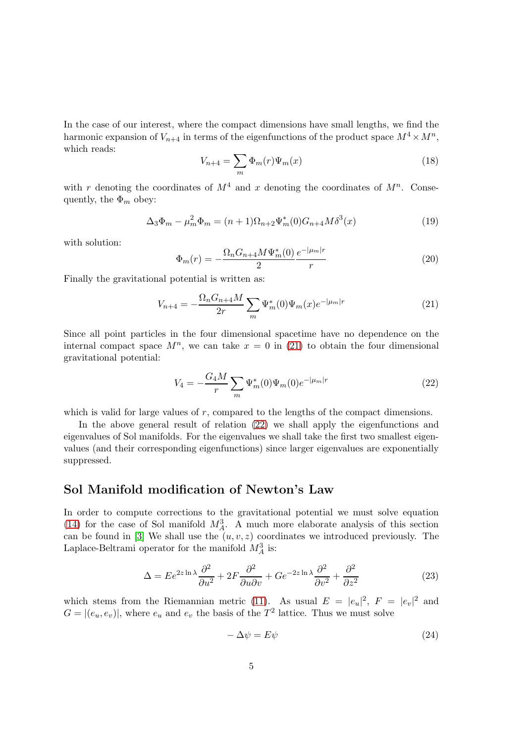In the case of our interest, where the compact dimensions have small lengths, we find the harmonic expansion of $V_{n+4}$ in terms of the eigenfunctions of the product space $M^4 \times M^n$, which reads:

$$V_{n+4} = \sum_m \Phi_m(r)\Psi_m(x) \tag{18}$$

with $r$ denoting the coordinates of $M^4$ and $x$ denoting the coordinates of $M^n$. Consequently, the $\Phi_m$ obey:

$$\Delta_3 \Phi_m - \mu_m^2 \Phi_m = (n+1)\Omega_{n+2}\Psi_m^*(0) G_{n+4} M \delta^3(x) \tag{19}$$

with solution:

$$\Phi_m(r) = -\frac{\Omega_n G_{n+4} M \Psi_m^*(0)}{2} \frac{e^{-|\mu_m| r}}{r} \tag{20}$$

Finally the gravitational potential is written as:

$$V_{n+4} = -\frac{\Omega_n G_{n+4} M}{2r} \sum_m \Psi_m^*(0)\Psi_m(x) e^{-|\mu_m| r} \tag{21}$$

Since all point particles in the four dimensional spacetime have no dependence on the internal compact space $M^n$, we can take $x = 0$ in (21) to obtain the four dimensional gravitational potential:

$$V_4 = -\frac{G_4 M}{r} \sum_m \Psi_m^*(0)\Psi_m(0) e^{-|\mu_m| r} \tag{22}$$

which is valid for large values of $r$, compared to the lengths of the compact dimensions.

In the above general result of relation (22) we shall apply the eigenfunctions and eigenvalues of Sol manifolds. For the eigenvalues we shall take the first two smallest eigenvalues (and their corresponding eigenfunctions) since larger eigenvalues are exponentially suppressed.

## Sol Manifold modification of Newton's Law

In order to compute corrections to the gravitational potential we must solve equation (14) for the case of Sol manifold $M_A^3$. A much more elaborate analysis of this section can be found in [3] We shall use the $(u, v, z)$ coordinates we introduced previously. The Laplace-Beltrami operator for the manifold $M_A^3$ is:

$$\Delta = E e^{2z \ln \lambda} \frac{\partial^2}{\partial u^2} + 2F \frac{\partial^2}{\partial u \partial v} + G e^{-2z \ln \lambda} \frac{\partial^2}{\partial v^2} + \frac{\partial^2}{\partial z^2} \tag{23}$$

which stems from the Riemannian metric (11). As usual $E = |e_u|^2$, $F = |e_v|^2$ and $G = |(e_u, e_v)|$, where $e_u$ and $e_v$ the basis of the $T^2$ lattice. Thus we must solve

$$-\Delta \psi = E \psi \tag{24}$$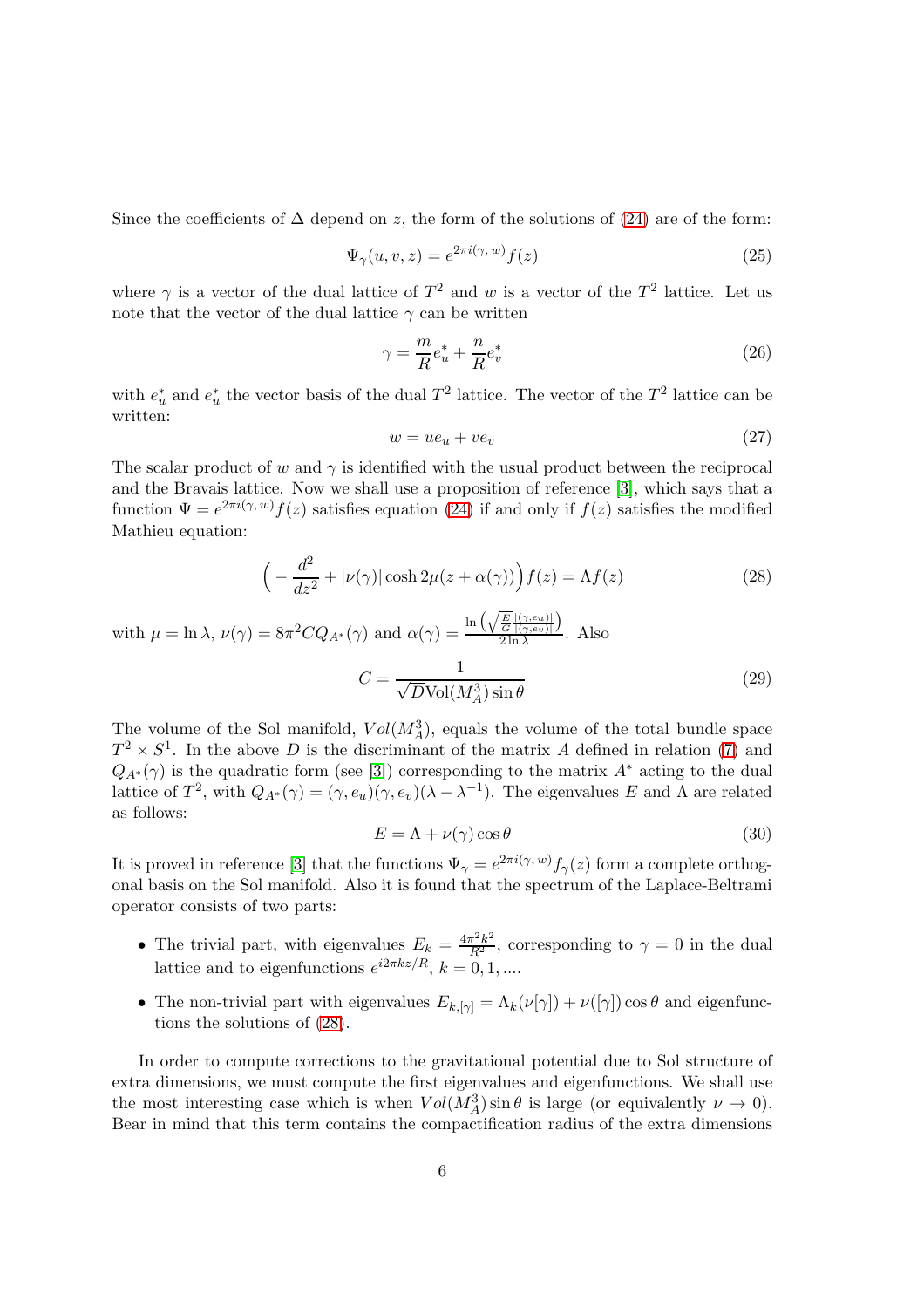Since the coefficients of $\Delta$ depend on $z$, the form of the solutions of (24) are of the form:

$$\Psi_\gamma(u, v, z) = e^{2\pi i(\gamma,\, w)} f(z) \tag{25}$$

where $\gamma$ is a vector of the dual lattice of $T^2$ and $w$ is a vector of the $T^2$ lattice. Let us note that the vector of the dual lattice $\gamma$ can be written

$$\gamma = \frac{m}{R} e_u^* + \frac{n}{R} e_v^* \tag{26}$$

with $e_u^*$ and $e_u^*$ the vector basis of the dual $T^2$ lattice. The vector of the $T^2$ lattice can be written:

$$w = u e_u + v e_v \tag{27}$$

The scalar product of $w$ and $\gamma$ is identified with the usual product between the reciprocal and the Bravais lattice. Now we shall use a proposition of reference [3], which says that a function $\Psi = e^{2\pi i(\gamma,\, w)} f(z)$ satisfies equation (24) if and only if $f(z)$ satisfies the modified Mathieu equation:

$$\Big( -\frac{d^2}{dz^2} + |\nu(\gamma)| \cosh 2\mu(z + \alpha(\gamma)) \Big) f(z) = \Lambda f(z) \tag{28}$$

with $\mu = \ln \lambda$, $\nu(\gamma) = 8\pi^2 C Q_{A^*}(\gamma)$ and $\alpha(\gamma) = \frac{\ln\left(\sqrt{\frac{E}{G}} \frac{|(\gamma, e_u)|}{|(\gamma, e_v)|}\right)}{2 \ln \lambda}$. Also

$$C = \frac{1}{\sqrt{D} \mathrm{Vol}(M_A^3) \sin\theta} \tag{29}$$

The volume of the Sol manifold, $Vol(M_A^3)$, equals the volume of the total bundle space $T^2 \times S^1$. In the above $D$ is the discriminant of the matrix $A$ defined in relation (7) and $Q_{A^*}(\gamma)$ is the quadratic form (see [3]) corresponding to the matrix $A^*$ acting to the dual lattice of $T^2$, with $Q_{A^*}(\gamma) = (\gamma, e_u)(\gamma, e_v)(\lambda - \lambda^{-1})$. The eigenvalues $E$ and $\Lambda$ are related as follows:

$$E = \Lambda + \nu(\gamma) \cos\theta \tag{30}$$

It is proved in reference [3] that the functions $\Psi_\gamma = e^{2\pi i(\gamma,\, w)} f_\gamma(z)$ form a complete orthogonal basis on the Sol manifold. Also it is found that the spectrum of the Laplace-Beltrami operator consists of two parts:

- The trivial part, with eigenvalues $E_k = \frac{4\pi^2 k^2}{R^2}$, corresponding to $\gamma = 0$ in the dual lattice and to eigenfunctions $e^{i 2\pi k z/R}$, $k = 0, 1, ....$
- The non-trivial part with eigenvalues $E_{k,[\gamma]} = \Lambda_k(\nu[\gamma]) + \nu([\gamma]) \cos\theta$ and eigenfunctions the solutions of (28).

In order to compute corrections to the gravitational potential due to Sol structure of extra dimensions, we must compute the first eigenvalues and eigenfunctions. We shall use the most interesting case which is when $Vol(M_A^3) \sin\theta$ is large (or equivalently $\nu \to 0$). Bear in mind that this term contains the compactification radius of the extra dimensions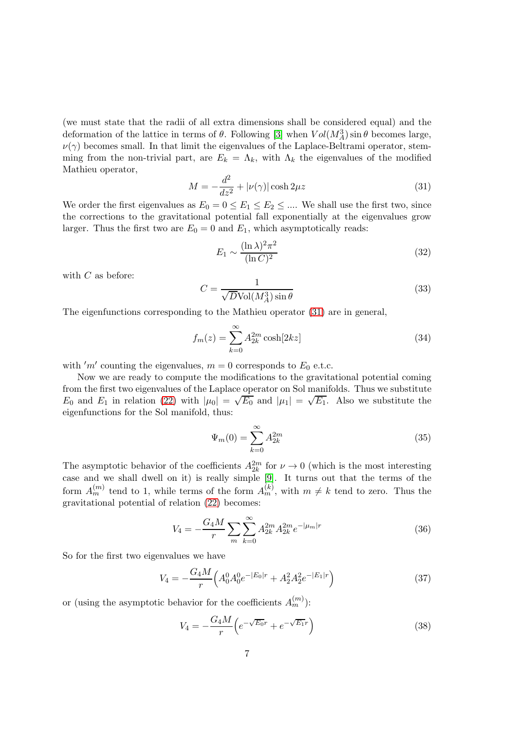(we must state that the radii of all extra dimensions shall be considered equal) and the deformation of the lattice in terms of $\theta$. Following [3] when $Vol(M_A^3)\sin\theta$ becomes large, $\nu(\gamma)$ becomes small. In that limit the eigenvalues of the Laplace-Beltrami operator, stemming from the non-trivial part, are $E_k = \Lambda_k$, with $\Lambda_k$ the eigenvalues of the modified Mathieu operator,

$$M = -\frac{d^2}{dz^2} + |\nu(\gamma)|\cosh 2\mu z \tag{31}$$

We order the first eigenvalues as $E_0 = 0 \leq E_1 \leq E_2 \leq ....$ We shall use the first two, since the corrections to the gravitational potential fall exponentially at the eigenvalues grow larger. Thus the first two are $E_0 = 0$ and $E_1$, which asymptotically reads:

$$E_1 \sim \frac{(\ln\lambda)^2\pi^2}{(\ln C)^2} \tag{32}$$

with $C$ as before:

$$C = \frac{1}{\sqrt{D}\mathrm{Vol}(M_A^3)\sin\theta} \tag{33}$$

The eigenfunctions corresponding to the Mathieu operator (31) are in general,

$$f_m(z) = \sum_{k=0}^{\infty} A_{2k}^{2m}\cosh[2kz] \tag{34}$$

with $'m'$ counting the eigenvalues, $m = 0$ corresponds to $E_0$ e.t.c.

Now we are ready to compute the modifications to the gravitational potential coming from the first two eigenvalues of the Laplace operator on Sol manifolds. Thus we substitute $E_0$ and $E_1$ in relation (22) with $|\mu_0| = \sqrt{E_0}$ and $|\mu_1| = \sqrt{E_1}$. Also we substitute the eigenfunctions for the Sol manifold, thus:

$$\Psi_m(0) = \sum_{k=0}^{\infty} A_{2k}^{2m} \tag{35}$$

The asymptotic behavior of the coefficients $A_{2k}^{2m}$ for $\nu \to 0$ (which is the most interesting case and we shall dwell on it) is really simple [9]. It turns out that the terms of the form $A_m^{(m)}$ tend to 1, while terms of the form $A_m^{(k)}$, with $m \neq k$ tend to zero. Thus the gravitational potential of relation (22) becomes:

$$V_4 = -\frac{G_4 M}{r}\sum_m\sum_{k=0}^{\infty} A_{2k}^{2m}A_{2k}^{2m}e^{-|\mu_m|r} \tag{36}$$

So for the first two eigenvalues we have

$$V_4 = -\frac{G_4 M}{r}\Big(A_0^0 A_0^0 e^{-|E_0|r} + A_2^2 A_2^2 e^{-|E_1|r}\Big) \tag{37}$$

or (using the asymptotic behavior for the coefficients $A_m^{(m)}$):

$$V_4 = -\frac{G_4 M}{r}\Big(e^{-\sqrt{E_0}r} + e^{-\sqrt{E_1}r}\Big) \tag{38}$$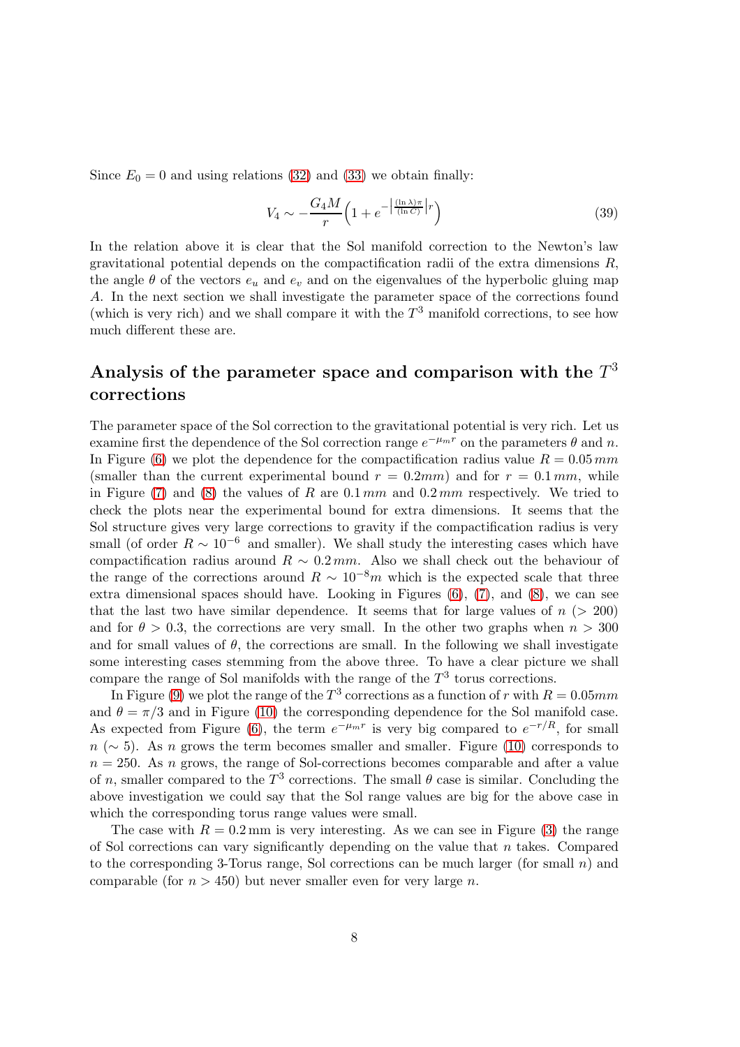Since $E_0 = 0$ and using relations (32) and (33) we obtain finally:

$$V_4 \sim -\frac{G_4 M}{r}\Big(1 + e^{-\left|\frac{(\ln\lambda)\pi}{(\ln C)}\right| r}\Big) \tag{39}$$

In the relation above it is clear that the Sol manifold correction to the Newton's law gravitational potential depends on the compactification radii of the extra dimensions $R$, the angle $\theta$ of the vectors $e_u$ and $e_v$ and on the eigenvalues of the hyperbolic gluing map $A$. In the next section we shall investigate the parameter space of the corrections found (which is very rich) and we shall compare it with the $T^3$ manifold corrections, to see how much different these are.

## Analysis of the parameter space and comparison with the $T^3$ corrections

The parameter space of the Sol correction to the gravitational potential is very rich. Let us examine first the dependence of the Sol correction range $e^{-\mu_m r}$ on the parameters $\theta$ and $n$. In Figure (6) we plot the dependence for the compactification radius value $R = 0.05\,mm$ (smaller than the current experimental bound $r = 0.2mm$) and for $r = 0.1\,mm$, while in Figure (7) and (8) the values of $R$ are $0.1\,mm$ and $0.2\,mm$ respectively. We tried to check the plots near the experimental bound for extra dimensions. It seems that the Sol structure gives very large corrections to gravity if the compactification radius is very small (of order $R \sim 10^{-6}$ and smaller). We shall study the interesting cases which have compactification radius around $R \sim 0.2\,mm$. Also we shall check out the behaviour of the range of the corrections around $R \sim 10^{-8}m$ which is the expected scale that three extra dimensional spaces should have. Looking in Figures (6), (7), and (8), we can see that the last two have similar dependence. It seems that for large values of $n$ ($> 200$) and for $\theta > 0.3$, the corrections are very small. In the other two graphs when $n > 300$ and for small values of $\theta$, the corrections are small. In the following we shall investigate some interesting cases stemming from the above three. To have a clear picture we shall compare the range of Sol manifolds with the range of the $T^3$ torus corrections.

In Figure (9) we plot the range of the $T^3$ corrections as a function of $r$ with $R = 0.05mm$ and $\theta = \pi/3$ and in Figure (10) the corresponding dependence for the Sol manifold case. As expected from Figure (6), the term $e^{-\mu_m r}$ is very big compared to $e^{-r/R}$, for small $n$ ($\sim 5$). As $n$ grows the term becomes smaller and smaller. Figure (10) corresponds to $n = 250$. As $n$ grows, the range of Sol-corrections becomes comparable and after a value of $n$, smaller compared to the $T^3$ corrections. The small $\theta$ case is similar. Concluding the above investigation we could say that the Sol range values are big for the above case in which the corresponding torus range values were small.

The case with $R = 0.2\,\text{mm}$ is very interesting. As we can see in Figure (3) the range of Sol corrections can vary significantly depending on the value that $n$ takes. Compared to the corresponding 3-Torus range, Sol corrections can be much larger (for small $n$) and comparable (for $n > 450$) but never smaller even for very large $n$.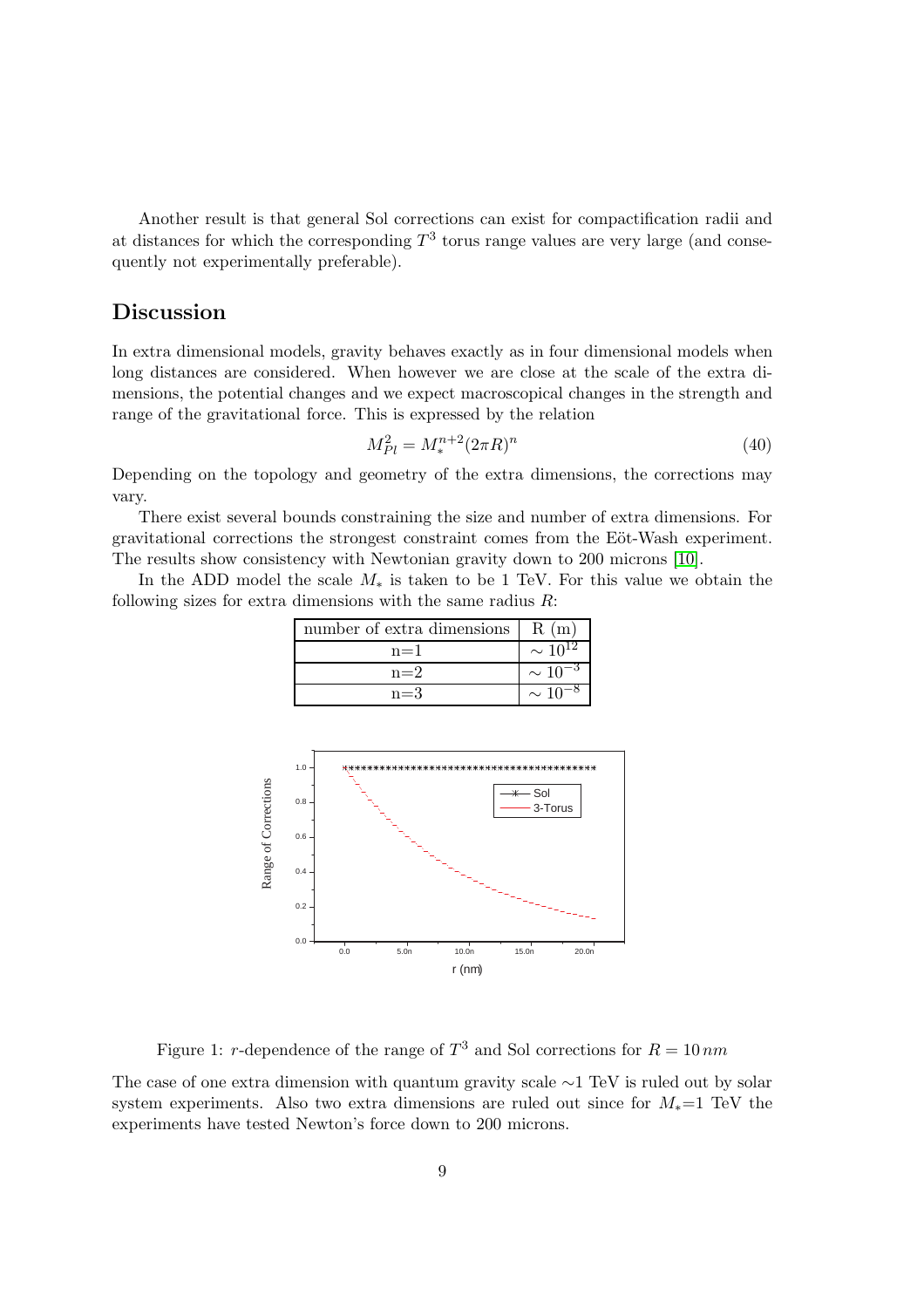Another result is that general Sol corrections can exist for compactification radii and at distances for which the corresponding $T^3$ torus range values are very large (and consequently not experimentally preferable).

## Discussion

In extra dimensional models, gravity behaves exactly as in four dimensional models when long distances are considered. When however we are close at the scale of the extra dimensions, the potential changes and we expect macroscopical changes in the strength and range of the gravitational force. This is expressed by the relation

$$M_{Pl}^2 = M_*^{n+2}(2\pi R)^n \tag{40}$$

Depending on the topology and geometry of the extra dimensions, the corrections may vary.

There exist several bounds constraining the size and number of extra dimensions. For gravitational corrections the strongest constraint comes from the Eöt-Wash experiment. The results show consistency with Newtonian gravity down to 200 microns [10].

In the ADD model the scale $M_*$ is taken to be 1 TeV. For this value we obtain the following sizes for extra dimensions with the same radius $R$:

| number of extra dimensions | R (m) |
|---|---|
| n=1 | $\sim 10^{12}$ |
| n=2 | $\sim 10^{-3}$ |
| n=3 | $\sim 10^{-8}$ |

Figure 1: $r$-dependence of the range of $T^3$ and Sol corrections for $R = 10\,nm$

The case of one extra dimension with quantum gravity scale $\sim$1 TeV is ruled out by solar system experiments. Also two extra dimensions are ruled out since for $M_*$=1 TeV the experiments have tested Newton's force down to 200 microns.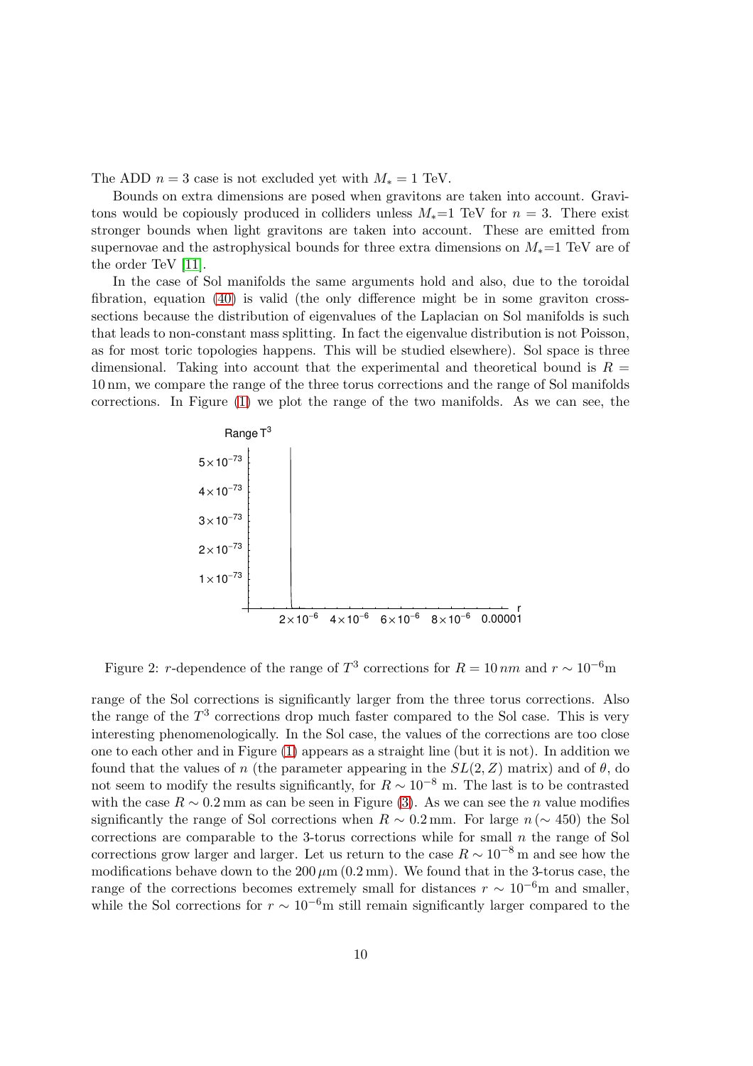The ADD $n = 3$ case is not excluded yet with $M_* = 1$ TeV.

Bounds on extra dimensions are posed when gravitons are taken into account. Gravitons would be copiously produced in colliders unless $M_*$=1 TeV for $n = 3$. There exist stronger bounds when light gravitons are taken into account. These are emitted from supernovae and the astrophysical bounds for three extra dimensions on $M_*$=1 TeV are of the order TeV [11].

In the case of Sol manifolds the same arguments hold and also, due to the toroidal fibration, equation (40) is valid (the only difference might be in some graviton cross-sections because the distribution of eigenvalues of the Laplacian on Sol manifolds is such that leads to non-constant mass splitting. In fact the eigenvalue distribution is not Poisson, as for most toric topologies happens. This will be studied elsewhere). Sol space is three dimensional. Taking into account that the experimental and theoretical bound is $R = 10\,\mathrm{nm}$, we compare the range of the three torus corrections and the range of Sol manifolds corrections. In Figure (1) we plot the range of the two manifolds. As we can see, the

Figure 2: $r$-dependence of the range of $T^3$ corrections for $R = 10\,nm$ and $r \sim 10^{-6}\mathrm{m}$

range of the Sol corrections is significantly larger from the three torus corrections. Also the range of the $T^3$ corrections drop much faster compared to the Sol case. This is very interesting phenomenologically. In the Sol case, the values of the corrections are too close one to each other and in Figure (1) appears as a straight line (but it is not). In addition we found that the values of $n$ (the parameter appearing in the $SL(2,Z)$ matrix) and of $\theta$, do not seem to modify the results significantly, for $R \sim 10^{-8}$ m. The last is to be contrasted with the case $R \sim 0.2\,\mathrm{mm}$ as can be seen in Figure (3). As we can see the $n$ value modifies significantly the range of Sol corrections when $R \sim 0.2\,\mathrm{mm}$. For large $n\,(\sim 450)$ the Sol corrections are comparable to the 3-torus corrections while for small $n$ the range of Sol corrections grow larger and larger. Let us return to the case $R \sim 10^{-8}$ m and see how the modifications behave down to the $200\,\mu\mathrm{m}$ ($0.2\,\mathrm{mm}$). We found that in the 3-torus case, the range of the corrections becomes extremely small for distances $r \sim 10^{-6}\mathrm{m}$ and smaller, while the Sol corrections for $r \sim 10^{-6}\mathrm{m}$ still remain significantly larger compared to the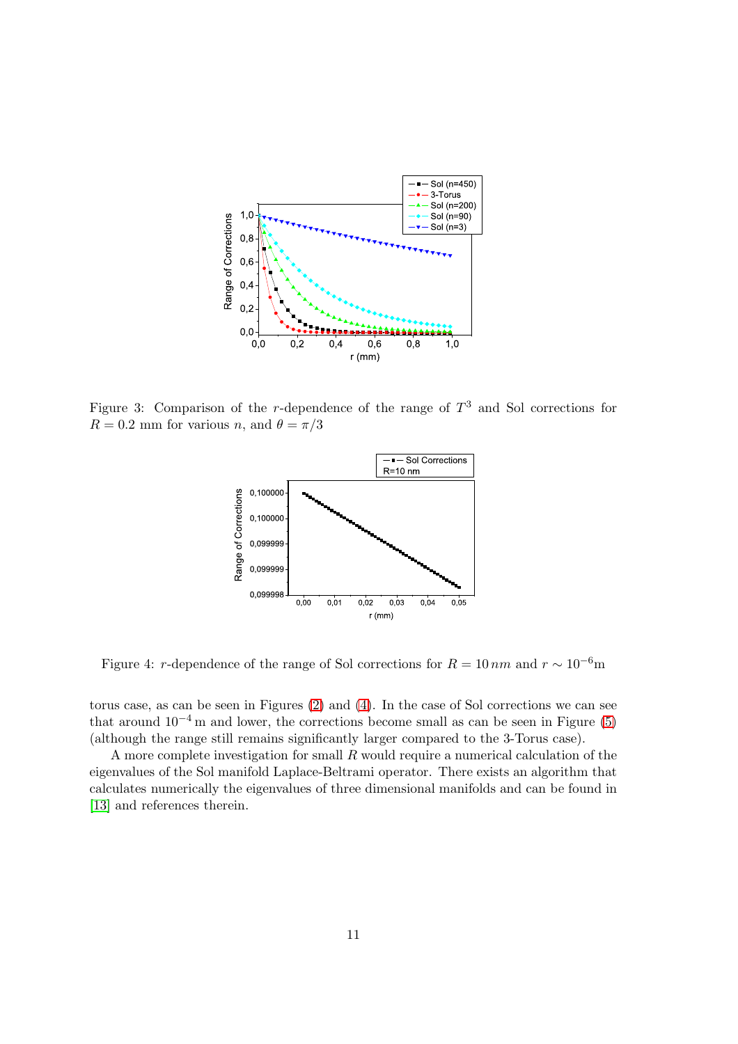Figure 3: Comparison of the $r$-dependence of the range of $T^3$ and Sol corrections for $R = 0.2$ mm for various $n$, and $\theta = \pi/3$

Figure 4: $r$-dependence of the range of Sol corrections for $R = 10\,nm$ and $r \sim 10^{-6}$m

torus case, as can be seen in Figures (2) and (4). In the case of Sol corrections we can see that around $10^{-4}$ m and lower, the corrections become small as can be seen in Figure (5) (although the range still remains significantly larger compared to the 3-Torus case).

A more complete investigation for small $R$ would require a numerical calculation of the eigenvalues of the Sol manifold Laplace-Beltrami operator. There exists an algorithm that calculates numerically the eigenvalues of three dimensional manifolds and can be found in [13] and references therein.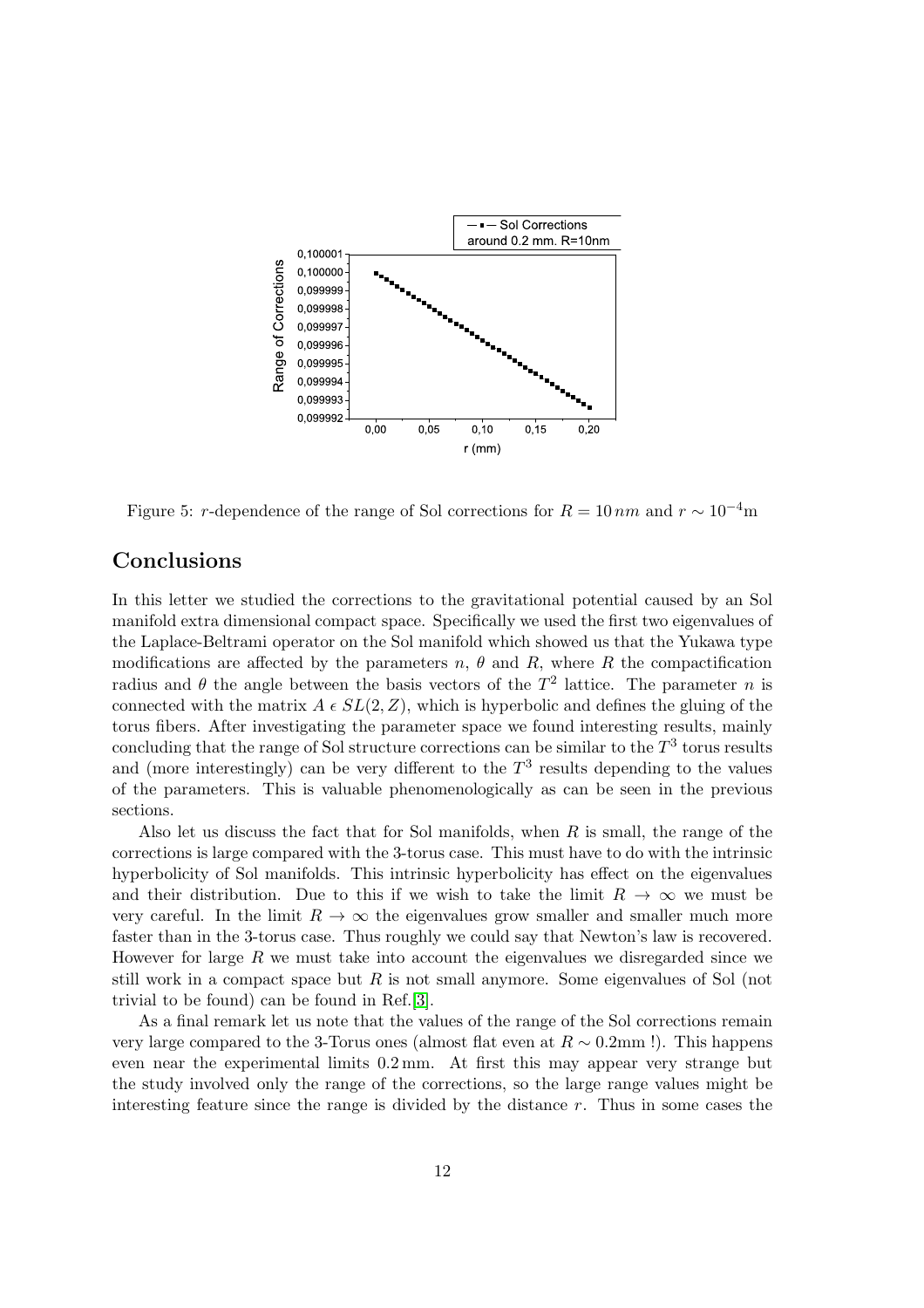Figure 5: $r$-dependence of the range of Sol corrections for $R = 10\,nm$ and $r \sim 10^{-4}$m

## Conclusions

In this letter we studied the corrections to the gravitational potential caused by an Sol manifold extra dimensional compact space. Specifically we used the first two eigenvalues of the Laplace-Beltrami operator on the Sol manifold which showed us that the Yukawa type modifications are affected by the parameters $n$, $\theta$ and $R$, where $R$ the compactification radius and $\theta$ the angle between the basis vectors of the $T^2$ lattice. The parameter $n$ is connected with the matrix $A \,\epsilon\, SL(2, Z)$, which is hyperbolic and defines the gluing of the torus fibers. After investigating the parameter space we found interesting results, mainly concluding that the range of Sol structure corrections can be similar to the $T^3$ torus results and (more interestingly) can be very different to the $T^3$ results depending to the values of the parameters. This is valuable phenomenologically as can be seen in the previous sections.

Also let us discuss the fact that for Sol manifolds, when $R$ is small, the range of the corrections is large compared with the 3-torus case. This must have to do with the intrinsic hyperbolicity of Sol manifolds. This intrinsic hyperbolicity has effect on the eigenvalues and their distribution. Due to this if we wish to take the limit $R \to \infty$ we must be very careful. In the limit $R \to \infty$ the eigenvalues grow smaller and smaller much more faster than in the 3-torus case. Thus roughly we could say that Newton's law is recovered. However for large $R$ we must take into account the eigenvalues we disregarded since we still work in a compact space but $R$ is not small anymore. Some eigenvalues of Sol (not trivial to be found) can be found in Ref.[3].

As a final remark let us note that the values of the range of the Sol corrections remain very large compared to the 3-Torus ones (almost flat even at $R \sim 0.2$mm !). This happens even near the experimental limits 0.2 mm. At first this may appear very strange but the study involved only the range of the corrections, so the large range values might be interesting feature since the range is divided by the distance $r$. Thus in some cases the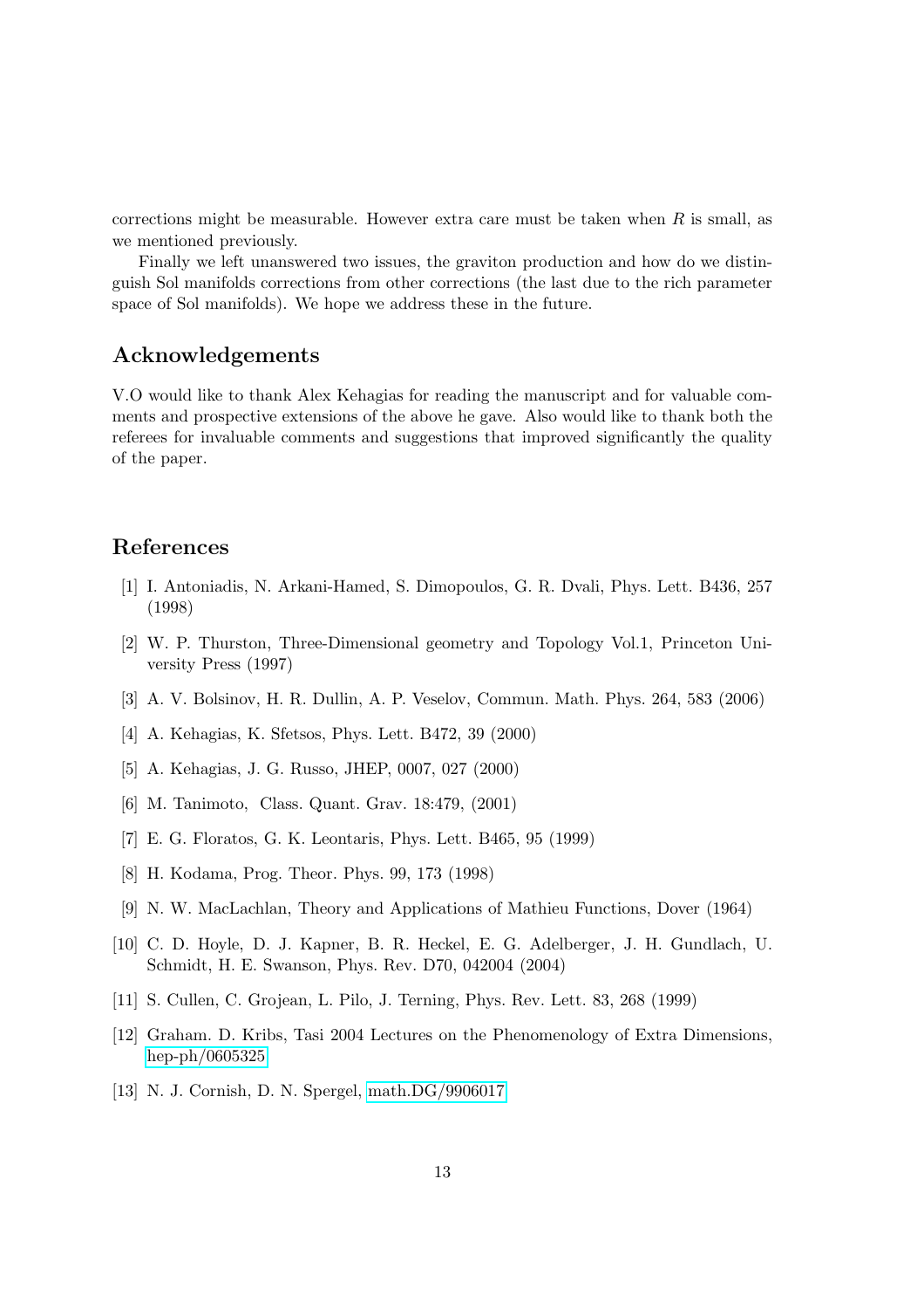corrections might be measurable. However extra care must be taken when $R$ is small, as we mentioned previously.

Finally we left unanswered two issues, the graviton production and how do we distinguish Sol manifolds corrections from other corrections (the last due to the rich parameter space of Sol manifolds). We hope we address these in the future.

## Acknowledgements

V.O would like to thank Alex Kehagias for reading the manuscript and for valuable comments and prospective extensions of the above he gave. Also would like to thank both the referees for invaluable comments and suggestions that improved significantly the quality of the paper.

## References

[1] I. Antoniadis, N. Arkani-Hamed, S. Dimopoulos, G. R. Dvali, Phys. Lett. B436, 257 (1998)

[2] W. P. Thurston, Three-Dimensional geometry and Topology Vol.1, Princeton University Press (1997)

[3] A. V. Bolsinov, H. R. Dullin, A. P. Veselov, Commun. Math. Phys. 264, 583 (2006)

[4] A. Kehagias, K. Sfetsos, Phys. Lett. B472, 39 (2000)

[5] A. Kehagias, J. G. Russo, JHEP, 0007, 027 (2000)

[6] M. Tanimoto, Class. Quant. Grav. 18:479, (2001)

[7] E. G. Floratos, G. K. Leontaris, Phys. Lett. B465, 95 (1999)

[8] H. Kodama, Prog. Theor. Phys. 99, 173 (1998)

[9] N. W. MacLachlan, Theory and Applications of Mathieu Functions, Dover (1964)

[10] C. D. Hoyle, D. J. Kapner, B. R. Heckel, E. G. Adelberger, J. H. Gundlach, U. Schmidt, H. E. Swanson, Phys. Rev. D70, 042004 (2004)

[11] S. Cullen, C. Grojean, L. Pilo, J. Terning, Phys. Rev. Lett. 83, 268 (1999)

[12] Graham. D. Kribs, Tasi 2004 Lectures on the Phenomenology of Extra Dimensions, hep-ph/0605325

[13] N. J. Cornish, D. N. Spergel, math.DG/9906017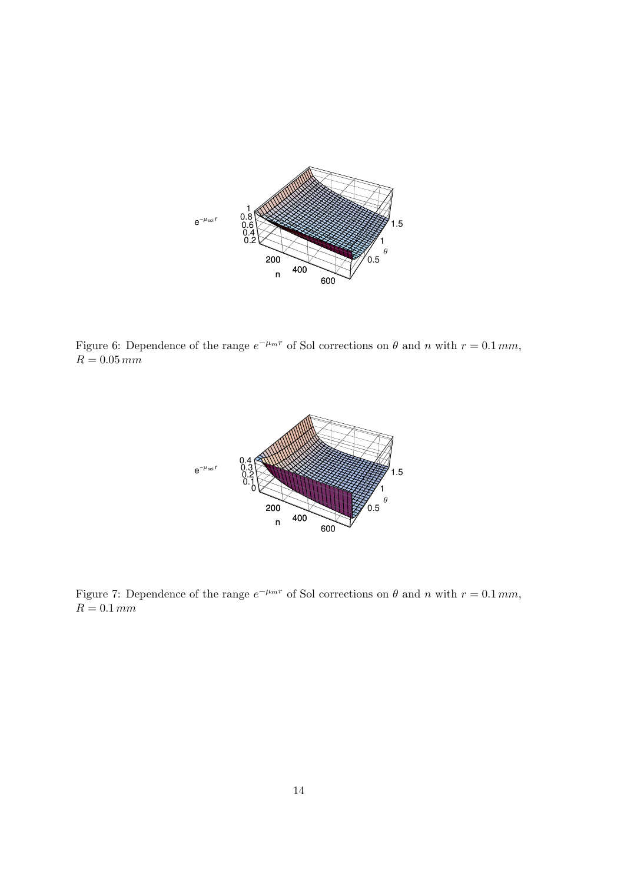Figure 6: Dependence of the range $e^{-\mu_m r}$ of Sol corrections on $\theta$ and $n$ with $r = 0.1\,mm$, $R = 0.05\,mm$

Figure 7: Dependence of the range $e^{-\mu_m r}$ of Sol corrections on $\theta$ and $n$ with $r = 0.1\,mm$, $R = 0.1\,mm$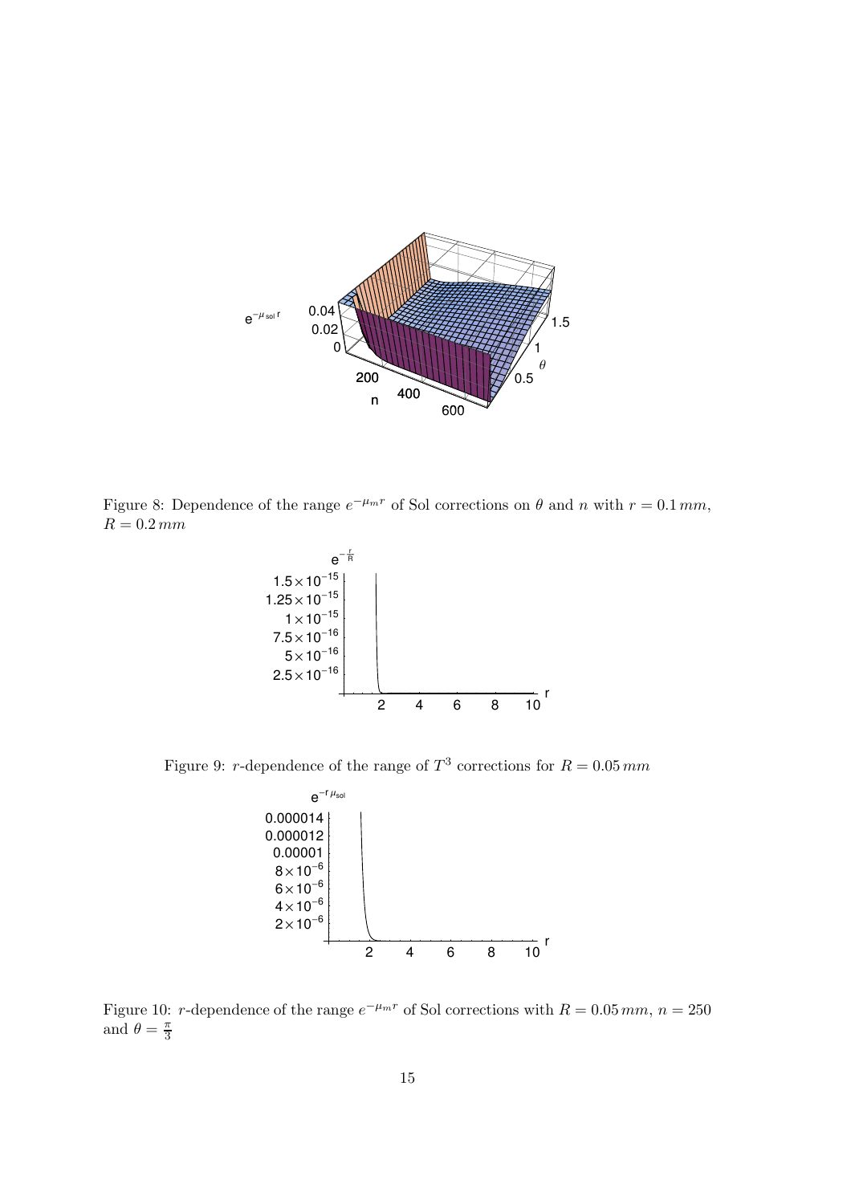$e^{-\mu_{sol} r}$

0.04
0.02
0

200
n
400
600

1.5
1
$\theta$
0.5

Figure 8: Dependence of the range $e^{-\mu_m r}$ of Sol corrections on $\theta$ and $n$ with $r = 0.1\,mm$, $R = 0.2\,mm$

$e^{-\frac{r}{R}}$

$1.5\times10^{-15}$
$1.25\times10^{-15}$
$1\times10^{-15}$
$7.5\times10^{-16}$
$5\times10^{-16}$
$2.5\times10^{-16}$

2 4 6 8 10 r

Figure 9: $r$-dependence of the range of $T^3$ corrections for $R = 0.05\,mm$

$e^{-r\,\mu_{sol}}$

0.000014
0.000012
0.00001
$8\times10^{-6}$
$6\times10^{-6}$
$4\times10^{-6}$
$2\times10^{-6}$

2 4 6 8 10 r

Figure 10: $r$-dependence of the range $e^{-\mu_m r}$ of Sol corrections with $R = 0.05\,mm$, $n = 250$ and $\theta = \frac{\pi}{3}$